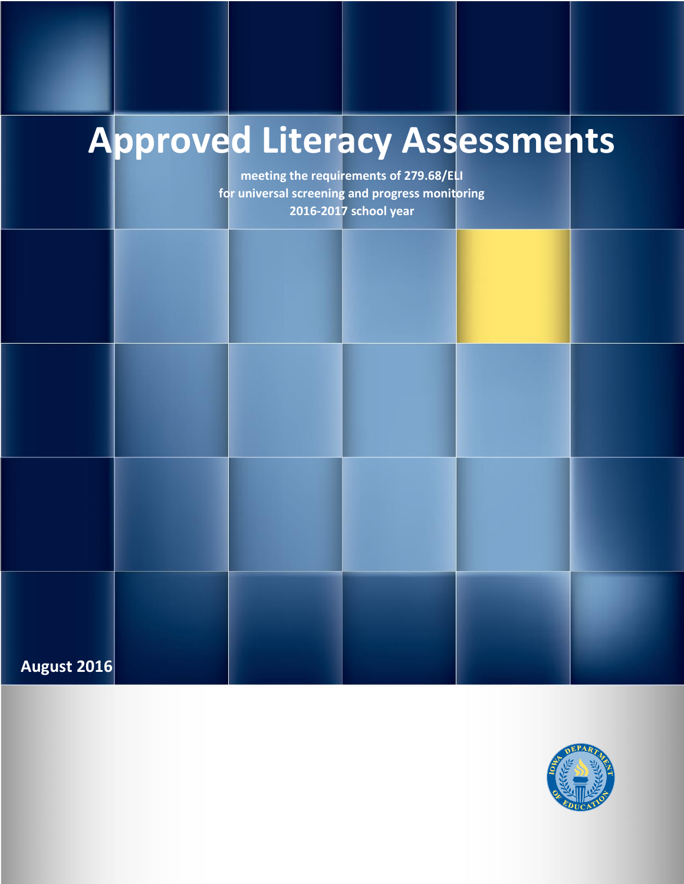# Approved Literacy Assessments

**meeting the requirements of 279.68/ELI**
**for universal screening and progress monitoring**
**2016-2017 school year**

**August 2016**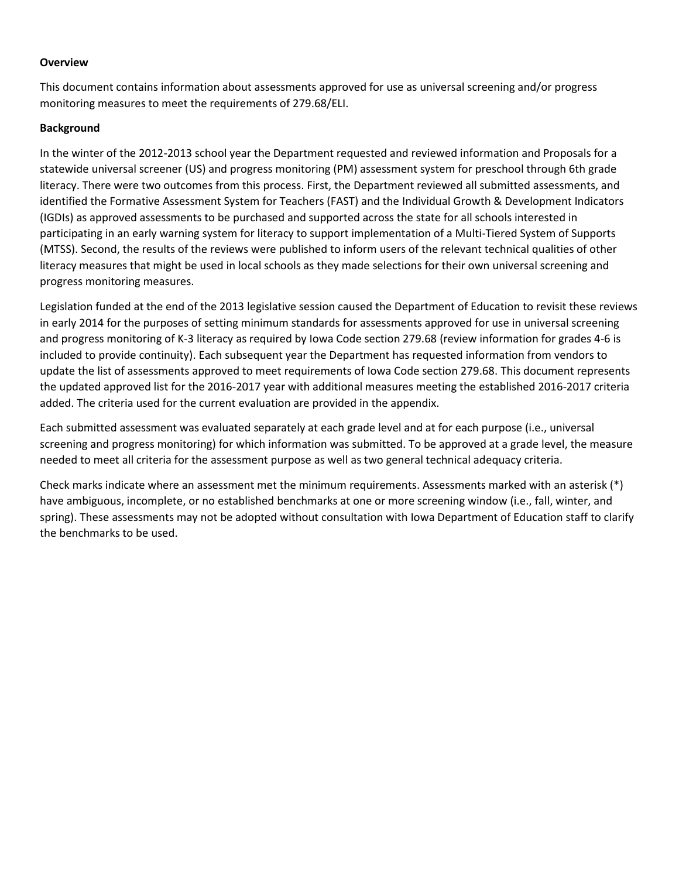**Overview**

This document contains information about assessments approved for use as universal screening and/or progress monitoring measures to meet the requirements of 279.68/ELI.

**Background**

In the winter of the 2012-2013 school year the Department requested and reviewed information and Proposals for a statewide universal screener (US) and progress monitoring (PM) assessment system for preschool through 6th grade literacy. There were two outcomes from this process. First, the Department reviewed all submitted assessments, and identified the Formative Assessment System for Teachers (FAST) and the Individual Growth & Development Indicators (IGDIs) as approved assessments to be purchased and supported across the state for all schools interested in participating in an early warning system for literacy to support implementation of a Multi-Tiered System of Supports (MTSS). Second, the results of the reviews were published to inform users of the relevant technical qualities of other literacy measures that might be used in local schools as they made selections for their own universal screening and progress monitoring measures.

Legislation funded at the end of the 2013 legislative session caused the Department of Education to revisit these reviews in early 2014 for the purposes of setting minimum standards for assessments approved for use in universal screening and progress monitoring of K-3 literacy as required by Iowa Code section 279.68 (review information for grades 4-6 is included to provide continuity). Each subsequent year the Department has requested information from vendors to update the list of assessments approved to meet requirements of Iowa Code section 279.68. This document represents the updated approved list for the 2016-2017 year with additional measures meeting the established 2016-2017 criteria added. The criteria used for the current evaluation are provided in the appendix.

Each submitted assessment was evaluated separately at each grade level and at for each purpose (i.e., universal screening and progress monitoring) for which information was submitted. To be approved at a grade level, the measure needed to meet all criteria for the assessment purpose as well as two general technical adequacy criteria.

Check marks indicate where an assessment met the minimum requirements. Assessments marked with an asterisk (*) have ambiguous, incomplete, or no established benchmarks at one or more screening window (i.e., fall, winter, and spring). These assessments may not be adopted without consultation with Iowa Department of Education staff to clarify the benchmarks to be used.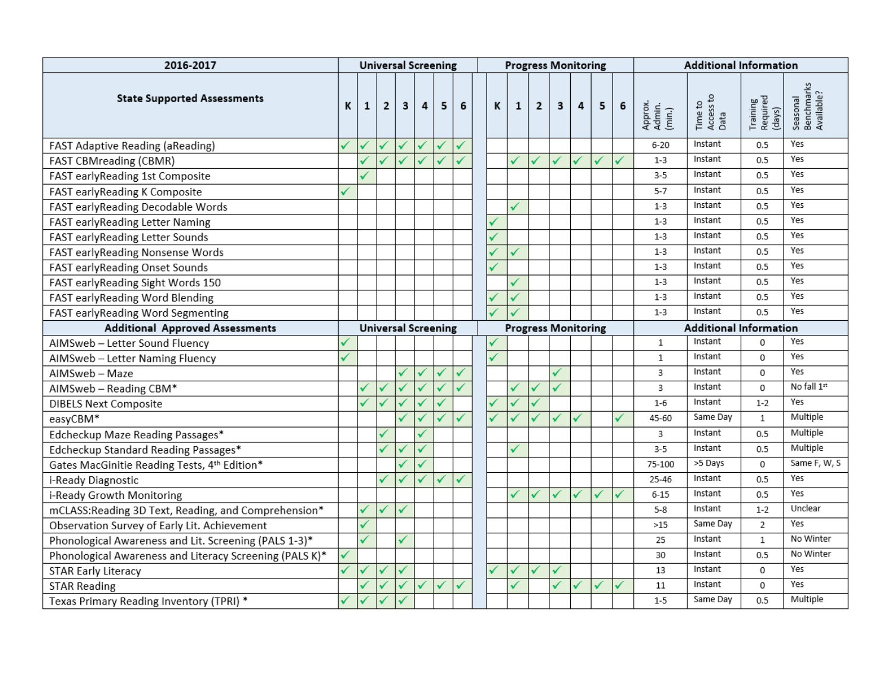| 2016-2017 | Universal Screening | | | | | | | Progress Monitoring | | | | | | | Additional Information | | | |
|---|---|---|---|---|---|---|---|---|---|---|---|---|---|---|---|---|---|---|
| **State Supported Assessments** | K | 1 | 2 | 3 | 4 | 5 | 6 | K | 1 | 2 | 3 | 4 | 5 | 6 | Approx. Admin. (min.) | Time to Access to Data | Training Required (days) | Seasonal Benchmarks Available? |
| FAST Adaptive Reading (aReading) | ✓ | ✓ | ✓ | ✓ | ✓ | ✓ | ✓ | | | | | | | | 6-20 | Instant | 0.5 | Yes |
| FAST CBMreading (CBMR) | | ✓ | ✓ | ✓ | ✓ | ✓ | ✓ | | ✓ | ✓ | ✓ | ✓ | ✓ | ✓ | 1-3 | Instant | 0.5 | Yes |
| FAST earlyReading 1st Composite | | ✓ | | | | | | | | | | | | | 3-5 | Instant | 0.5 | Yes |
| FAST earlyReading K Composite | ✓ | | | | | | | | | | | | | | 5-7 | Instant | 0.5 | Yes |
| FAST earlyReading Decodable Words | | | | | | | | | ✓ | | | | | | 1-3 | Instant | 0.5 | Yes |
| FAST earlyReading Letter Naming | | | | | | | | ✓ | | | | | | | 1-3 | Instant | 0.5 | Yes |
| FAST earlyReading Letter Sounds | | | | | | | | ✓ | | | | | | | 1-3 | Instant | 0.5 | Yes |
| FAST earlyReading Nonsense Words | | | | | | | | ✓ | ✓ | | | | | | 1-3 | Instant | 0.5 | Yes |
| FAST earlyReading Onset Sounds | | | | | | | | ✓ | | | | | | | 1-3 | Instant | 0.5 | Yes |
| FAST earlyReading Sight Words 150 | | | | | | | | | ✓ | | | | | | 1-3 | Instant | 0.5 | Yes |
| FAST earlyReading Word Blending | | | | | | | | ✓ | ✓ | | | | | | 1-3 | Instant | 0.5 | Yes |
| FAST earlyReading Word Segmenting | | | | | | | | ✓ | ✓ | | | | | | 1-3 | Instant | 0.5 | Yes |
| **Additional Approved Assessments** | **Universal Screening** | | | | | | | **Progress Monitoring** | | | | | | | **Additional Information** | | | |
| AIMSweb – Letter Sound Fluency | ✓ | | | | | | | ✓ | | | | | | | 1 | Instant | 0 | Yes |
| AIMSweb – Letter Naming Fluency | ✓ | | | | | | | ✓ | | | | | | | 1 | Instant | 0 | Yes |
| AIMSweb – Maze | | | | ✓ | ✓ | ✓ | ✓ | | | | ✓ | | | | 3 | Instant | 0 | Yes |
| AIMSweb – Reading CBM* | | ✓ | ✓ | ✓ | ✓ | ✓ | ✓ | | ✓ | ✓ | ✓ | | | | 3 | Instant | 0 | No fall 1st |
| DIBELS Next Composite | | ✓ | ✓ | ✓ | ✓ | ✓ | | ✓ | ✓ | ✓ | | | | | 1-6 | Instant | 1-2 | Yes |
| easyCBM* | | | | ✓ | ✓ | ✓ | ✓ | ✓ | ✓ | ✓ | ✓ | ✓ | | ✓ | 45-60 | Same Day | 1 | Multiple |
| Edcheckup Maze Reading Passages* | | | ✓ | | ✓ | | | | | | | | | | 3 | Instant | 0.5 | Multiple |
| Edcheckup Standard Reading Passages* | | | ✓ | ✓ | ✓ | | | | ✓ | | | | | | 3-5 | Instant | 0.5 | Multiple |
| Gates MacGinitie Reading Tests, 4th Edition* | | | | ✓ | ✓ | | | | | | | | | | 75-100 | >5 Days | 0 | Same F, W, S |
| i-Ready Diagnostic | | | ✓ | ✓ | ✓ | ✓ | ✓ | | | | | | | | 25-46 | Instant | 0.5 | Yes |
| i-Ready Growth Monitoring | | | | | | | | | ✓ | ✓ | ✓ | ✓ | ✓ | ✓ | 6-15 | Instant | 0.5 | Yes |
| mCLASS:Reading 3D Text, Reading, and Comprehension* | | ✓ | ✓ | ✓ | | | | | | | | | | | 5-8 | Instant | 1-2 | Unclear |
| Observation Survey of Early Lit. Achievement | | ✓ | | | | | | | | | | | | | >15 | Same Day | 2 | Yes |
| Phonological Awareness and Lit. Screening (PALS 1-3)* | | ✓ | | ✓ | | | | | | | | | | | 25 | Instant | 1 | No Winter |
| Phonological Awareness and Literacy Screening (PALS K)* | ✓ | | | | | | | | | | | | | | 30 | Instant | 0.5 | No Winter |
| STAR Early Literacy | ✓ | ✓ | ✓ | ✓ | | | | ✓ | ✓ | ✓ | ✓ | | | | 13 | Instant | 0 | Yes |
| STAR Reading | | ✓ | ✓ | ✓ | ✓ | ✓ | ✓ | | ✓ | | ✓ | ✓ | ✓ | ✓ | 11 | Instant | 0 | Yes |
| Texas Primary Reading Inventory (TPRI) * | ✓ | ✓ | ✓ | ✓ | | | | | | | | | | | 1-5 | Same Day | 0.5 | Multiple |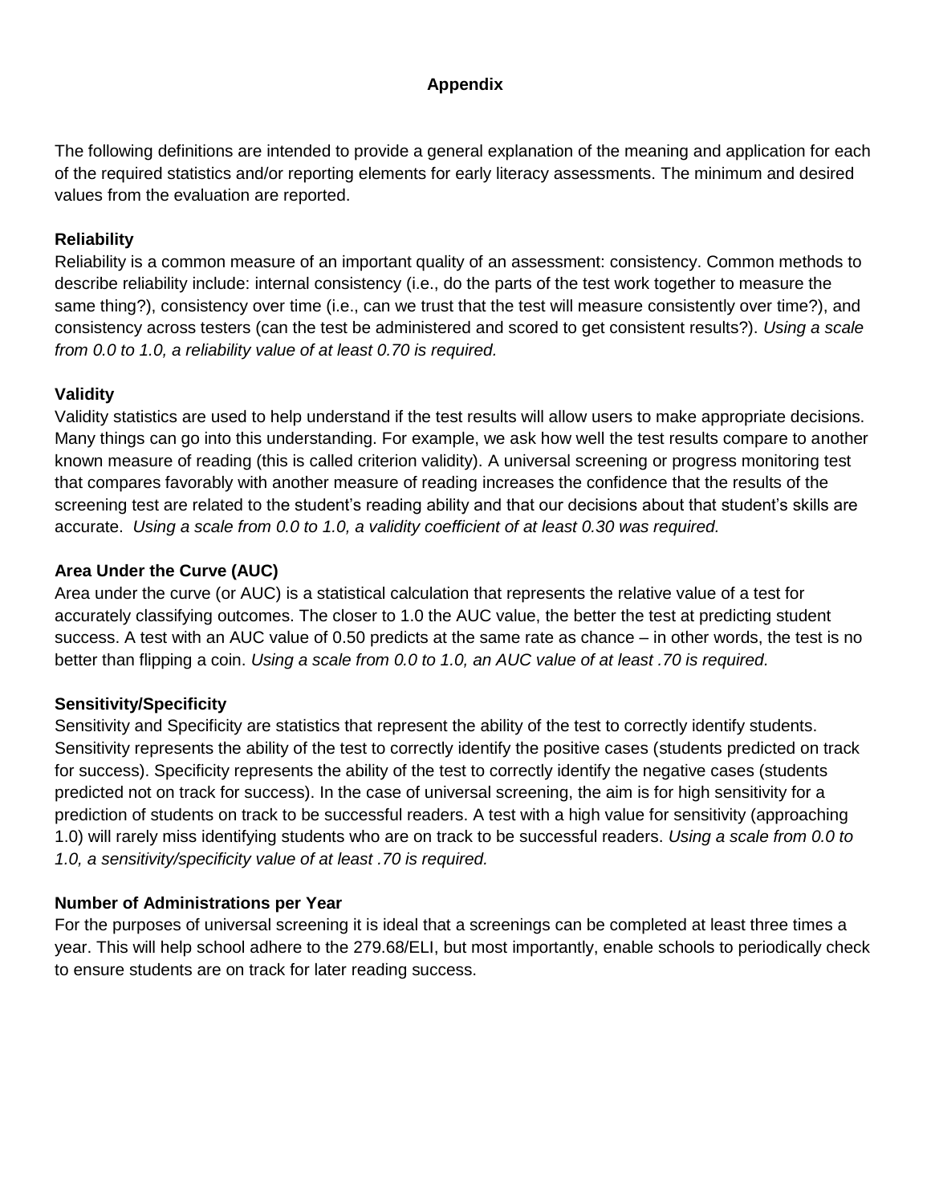# Appendix

The following definitions are intended to provide a general explanation of the meaning and application for each of the required statistics and/or reporting elements for early literacy assessments. The minimum and desired values from the evaluation are reported.

**Reliability**

Reliability is a common measure of an important quality of an assessment: consistency. Common methods to describe reliability include: internal consistency (i.e., do the parts of the test work together to measure the same thing?), consistency over time (i.e., can we trust that the test will measure consistently over time?), and consistency across testers (can the test be administered and scored to get consistent results?). *Using a scale from 0.0 to 1.0, a reliability value of at least 0.70 is required.*

**Validity**

Validity statistics are used to help understand if the test results will allow users to make appropriate decisions. Many things can go into this understanding. For example, we ask how well the test results compare to another known measure of reading (this is called criterion validity). A universal screening or progress monitoring test that compares favorably with another measure of reading increases the confidence that the results of the screening test are related to the student's reading ability and that our decisions about that student's skills are accurate. *Using a scale from 0.0 to 1.0, a validity coefficient of at least 0.30 was required.*

**Area Under the Curve (AUC)**

Area under the curve (or AUC) is a statistical calculation that represents the relative value of a test for accurately classifying outcomes. The closer to 1.0 the AUC value, the better the test at predicting student success. A test with an AUC value of 0.50 predicts at the same rate as chance – in other words, the test is no better than flipping a coin. *Using a scale from 0.0 to 1.0, an AUC value of at least .70 is required.*

**Sensitivity/Specificity**

Sensitivity and Specificity are statistics that represent the ability of the test to correctly identify students. Sensitivity represents the ability of the test to correctly identify the positive cases (students predicted on track for success). Specificity represents the ability of the test to correctly identify the negative cases (students predicted not on track for success). In the case of universal screening, the aim is for high sensitivity for a prediction of students on track to be successful readers. A test with a high value for sensitivity (approaching 1.0) will rarely miss identifying students who are on track to be successful readers. *Using a scale from 0.0 to 1.0, a sensitivity/specificity value of at least .70 is required.*

**Number of Administrations per Year**

For the purposes of universal screening it is ideal that a screenings can be completed at least three times a year. This will help school adhere to the 279.68/ELI, but most importantly, enable schools to periodically check to ensure students are on track for later reading success.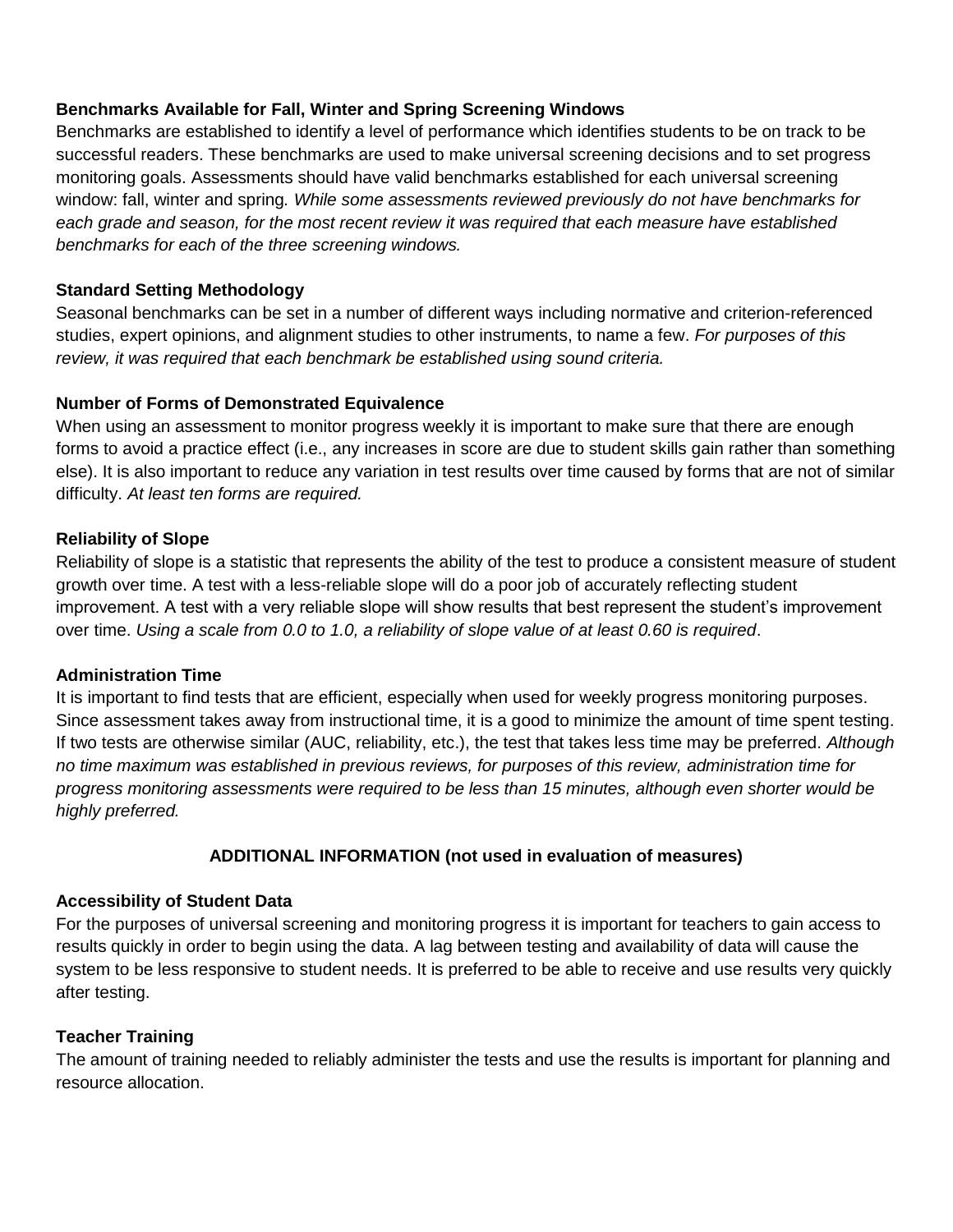**Benchmarks Available for Fall, Winter and Spring Screening Windows**

Benchmarks are established to identify a level of performance which identifies students to be on track to be successful readers. These benchmarks are used to make universal screening decisions and to set progress monitoring goals. Assessments should have valid benchmarks established for each universal screening window: fall, winter and spring. *While some assessments reviewed previously do not have benchmarks for each grade and season, for the most recent review it was required that each measure have established benchmarks for each of the three screening windows.*

**Standard Setting Methodology**

Seasonal benchmarks can be set in a number of different ways including normative and criterion-referenced studies, expert opinions, and alignment studies to other instruments, to name a few. *For purposes of this review, it was required that each benchmark be established using sound criteria.*

**Number of Forms of Demonstrated Equivalence**

When using an assessment to monitor progress weekly it is important to make sure that there are enough forms to avoid a practice effect (i.e., any increases in score are due to student skills gain rather than something else). It is also important to reduce any variation in test results over time caused by forms that are not of similar difficulty. *At least ten forms are required.*

**Reliability of Slope**

Reliability of slope is a statistic that represents the ability of the test to produce a consistent measure of student growth over time. A test with a less-reliable slope will do a poor job of accurately reflecting student improvement. A test with a very reliable slope will show results that best represent the student's improvement over time. *Using a scale from 0.0 to 1.0, a reliability of slope value of at least 0.60 is required*.

**Administration Time**

It is important to find tests that are efficient, especially when used for weekly progress monitoring purposes. Since assessment takes away from instructional time, it is a good to minimize the amount of time spent testing. If two tests are otherwise similar (AUC, reliability, etc.), the test that takes less time may be preferred. *Although no time maximum was established in previous reviews, for purposes of this review, administration time for progress monitoring assessments were required to be less than 15 minutes, although even shorter would be highly preferred.*

**ADDITIONAL INFORMATION (not used in evaluation of measures)**

**Accessibility of Student Data**

For the purposes of universal screening and monitoring progress it is important for teachers to gain access to results quickly in order to begin using the data. A lag between testing and availability of data will cause the system to be less responsive to student needs. It is preferred to be able to receive and use results very quickly after testing.

**Teacher Training**

The amount of training needed to reliably administer the tests and use the results is important for planning and resource allocation.